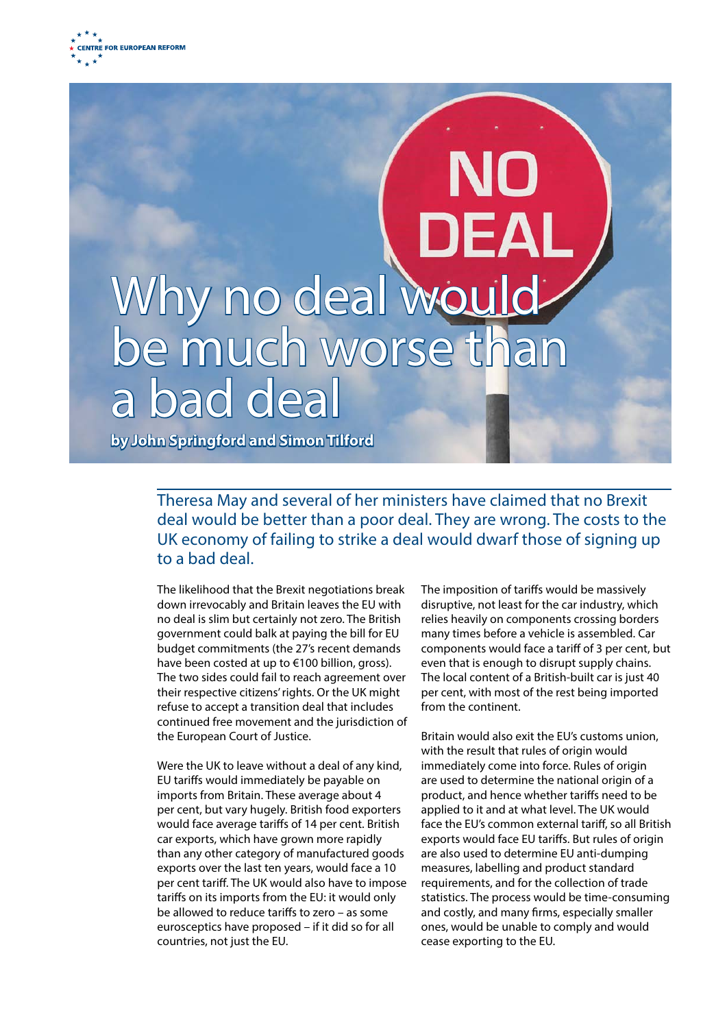CENTRE FOR EUROPEAN REFORM

# Why no deal would be much worse than a bad deal

**by John Springford and Simon Tilford**

## Theresa May and several of her ministers have claimed that no Brexit deal would be better than a poor deal. They are wrong. The costs to the UK economy of failing to strike a deal would dwarf those of signing up to a bad deal.

The likelihood that the Brexit negotiations break down irrevocably and Britain leaves the EU with no deal is slim but certainly not zero. The British government could balk at paying the bill for EU budget commitments (the 27's recent demands have been costed at up to €100 billion, gross). The two sides could fail to reach agreement over their respective citizens' rights. Or the UK might refuse to accept a transition deal that includes continued free movement and the jurisdiction of the European Court of Justice.

Were the UK to leave without a deal of any kind, EU tariffs would immediately be payable on imports from Britain. These average about 4 per cent, but vary hugely. British food exporters would face average tariffs of 14 per cent. British car exports, which have grown more rapidly than any other category of manufactured goods exports over the last ten years, would face a 10 per cent tariff. The UK would also have to impose tariffs on its imports from the EU: it would only be allowed to reduce tariffs to zero – as some eurosceptics have proposed – if it did so for all countries, not just the EU.

The imposition of tariffs would be massively disruptive, not least for the car industry, which relies heavily on components crossing borders many times before a vehicle is assembled. Car components would face a tariff of 3 per cent, but even that is enough to disrupt supply chains. The local content of a British-built car is just 40 per cent, with most of the rest being imported from the continent.

Britain would also exit the EU's customs union, with the result that rules of origin would immediately come into force. Rules of origin are used to determine the national origin of a product, and hence whether tariffs need to be applied to it and at what level. The UK would face the EU's common external tariff, so all British exports would face EU tariffs. But rules of origin are also used to determine EU anti-dumping measures, labelling and product standard requirements, and for the collection of trade statistics. The process would be time-consuming and costly, and many firms, especially smaller ones, would be unable to comply and would cease exporting to the EU.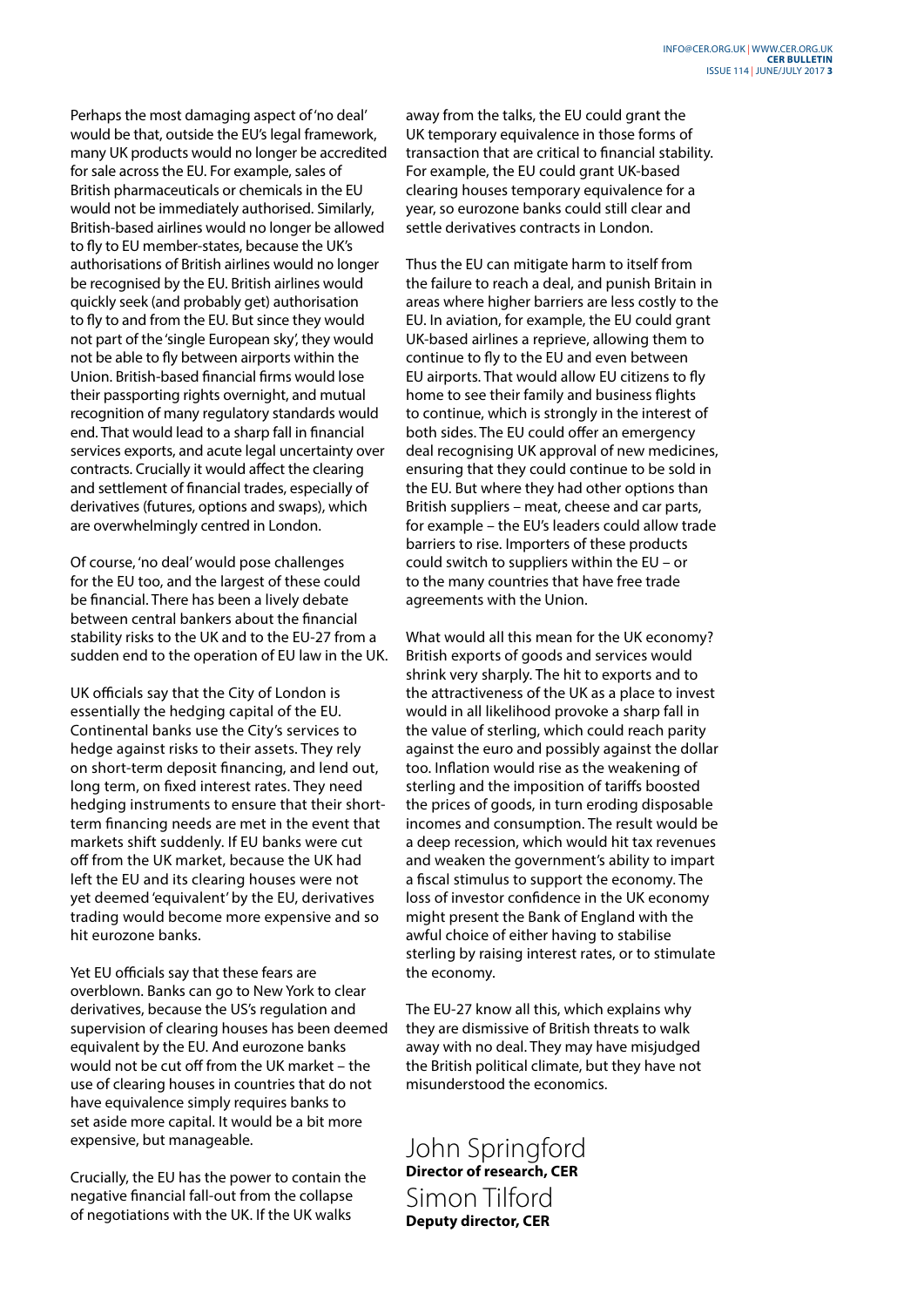Perhaps the most damaging aspect of 'no deal' would be that, outside the EU's legal framework, many UK products would no longer be accredited for sale across the EU. For example, sales of British pharmaceuticals or chemicals in the EU would not be immediately authorised. Similarly, British-based airlines would no longer be allowed to fly to EU member-states, because the UK's authorisations of British airlines would no longer be recognised by the EU. British airlines would quickly seek (and probably get) authorisation to fly to and from the EU. But since they would not part of the 'single European sky', they would not be able to fly between airports within the Union. British-based financial firms would lose their passporting rights overnight, and mutual recognition of many regulatory standards would end. That would lead to a sharp fall in financial services exports, and acute legal uncertainty over contracts. Crucially it would affect the clearing and settlement of financial trades, especially of derivatives (futures, options and swaps), which are overwhelmingly centred in London.

Of course, 'no deal' would pose challenges for the EU too, and the largest of these could be financial. There has been a lively debate between central bankers about the financial stability risks to the UK and to the EU-27 from a sudden end to the operation of EU law in the UK.

UK officials say that the City of London is essentially the hedging capital of the EU. Continental banks use the City's services to hedge against risks to their assets. They rely on short-term deposit financing, and lend out, long term, on fixed interest rates. They need hedging instruments to ensure that their short-term financing needs are met in the event that markets shift suddenly. If EU banks were cut off from the UK market, because the UK had left the EU and its clearing houses were not yet deemed 'equivalent' by the EU, derivatives trading would become more expensive and so hit eurozone banks.

Yet EU officials say that these fears are overblown. Banks can go to New York to clear derivatives, because the US's regulation and supervision of clearing houses has been deemed equivalent by the EU. And eurozone banks would not be cut off from the UK market – the use of clearing houses in countries that do not have equivalence simply requires banks to set aside more capital. It would be a bit more expensive, but manageable.

Crucially, the EU has the power to contain the negative financial fall-out from the collapse of negotiations with the UK. If the UK walks away from the talks, the EU could grant the UK temporary equivalence in those forms of transaction that are critical to financial stability. For example, the EU could grant UK-based clearing houses temporary equivalence for a year, so eurozone banks could still clear and settle derivatives contracts in London.

Thus the EU can mitigate harm to itself from the failure to reach a deal, and punish Britain in areas where higher barriers are less costly to the EU. In aviation, for example, the EU could grant UK-based airlines a reprieve, allowing them to continue to fly to the EU and even between EU airports. That would allow EU citizens to fly home to see their family and business flights to continue, which is strongly in the interest of both sides. The EU could offer an emergency deal recognising UK approval of new medicines, ensuring that they could continue to be sold in the EU. But where they had other options than British suppliers – meat, cheese and car parts, for example – the EU's leaders could allow trade barriers to rise. Importers of these products could switch to suppliers within the EU – or to the many countries that have free trade agreements with the Union.

What would all this mean for the UK economy? British exports of goods and services would shrink very sharply. The hit to exports and to the attractiveness of the UK as a place to invest would in all likelihood provoke a sharp fall in the value of sterling, which could reach parity against the euro and possibly against the dollar too. Inflation would rise as the weakening of sterling and the imposition of tariffs boosted the prices of goods, in turn eroding disposable incomes and consumption. The result would be a deep recession, which would hit tax revenues and weaken the government's ability to impart a fiscal stimulus to support the economy. The loss of investor confidence in the UK economy might present the Bank of England with the awful choice of either having to stabilise sterling by raising interest rates, or to stimulate the economy.

The EU-27 know all this, which explains why they are dismissive of British threats to walk away with no deal. They may have misjudged the British political climate, but they have not misunderstood the economics.

John Springford
**Director of research, CER**

Simon Tilford
**Deputy director, CER**